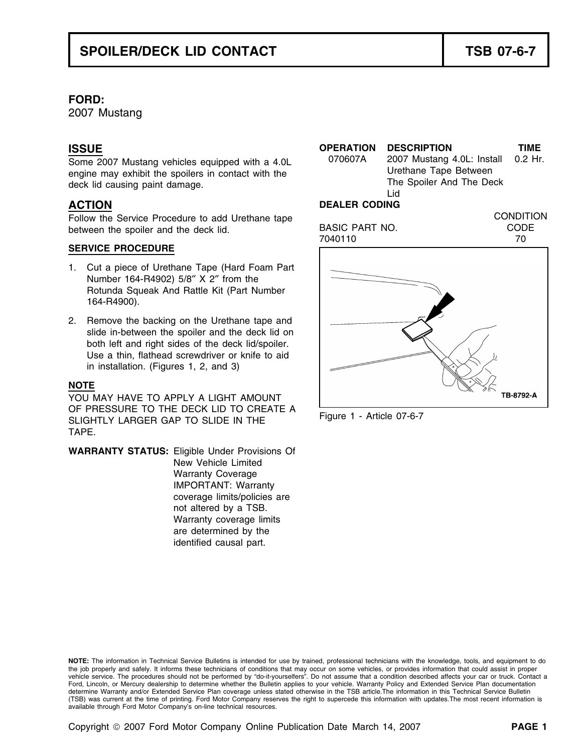# SPOILER/DECK LID CONTACT — TSB 07-6-7

**FORD:**
2007 Mustang

## ISSUE

Some 2007 Mustang vehicles equipped with a 4.0L engine may exhibit the spoilers in contact with the deck lid causing paint damage.

## ACTION

Follow the Service Procedure to add Urethane tape between the spoiler and the deck lid.

### SERVICE PROCEDURE

1. Cut a piece of Urethane Tape (Hard Foam Part Number 164-R4902) 5/8″ X 2″ from the Rotunda Squeak And Rattle Kit (Part Number 164-R4900).
2. Remove the backing on the Urethane tape and slide in-between the spoiler and the deck lid on both left and right sides of the deck lid/spoiler. Use a thin, flathead screwdriver or knife to aid in installation. (Figures 1, 2, and 3)

**NOTE**

YOU MAY HAVE TO APPLY A LIGHT AMOUNT OF PRESSURE TO THE DECK LID TO CREATE A SLIGHTLY LARGER GAP TO SLIDE IN THE TAPE.

**WARRANTY STATUS:** Eligible Under Provisions Of New Vehicle Limited Warranty Coverage IMPORTANT: Warranty coverage limits/policies are not altered by a TSB. Warranty coverage limits are determined by the identified causal part.

| OPERATION | DESCRIPTION | TIME |
|---|---|---|
| 070607A | 2007 Mustang 4.0L: Install Urethane Tape Between The Spoiler And The Deck Lid | 0.2 Hr. |

**DEALER CODING**

| BASIC PART NO. | CONDITION CODE |
|---|---|
| 7040110 | 70 |

TB-8792-A

Figure 1 - Article 07-6-7

**NOTE:** The information in Technical Service Bulletins is intended for use by trained, professional technicians with the knowledge, tools, and equipment to do the job properly and safely. It informs these technicians of conditions that may occur on some vehicles, or provides information that could assist in proper vehicle service. The procedures should not be performed by "do-it-yourselfers". Do not assume that a condition described affects your car or truck. Contact a Ford, Lincoln, or Mercury dealership to determine whether the Bulletin applies to your vehicle. Warranty Policy and Extended Service Plan documentation determine Warranty and/or Extended Service Plan coverage unless stated otherwise in the TSB article.The information in this Technical Service Bulletin (TSB) was current at the time of printing. Ford Motor Company reserves the right to supercede this information with updates.The most recent information is available through Ford Motor Company's on-line technical resources.

Copyright © 2007 Ford Motor Company Online Publication Date March 14, 2007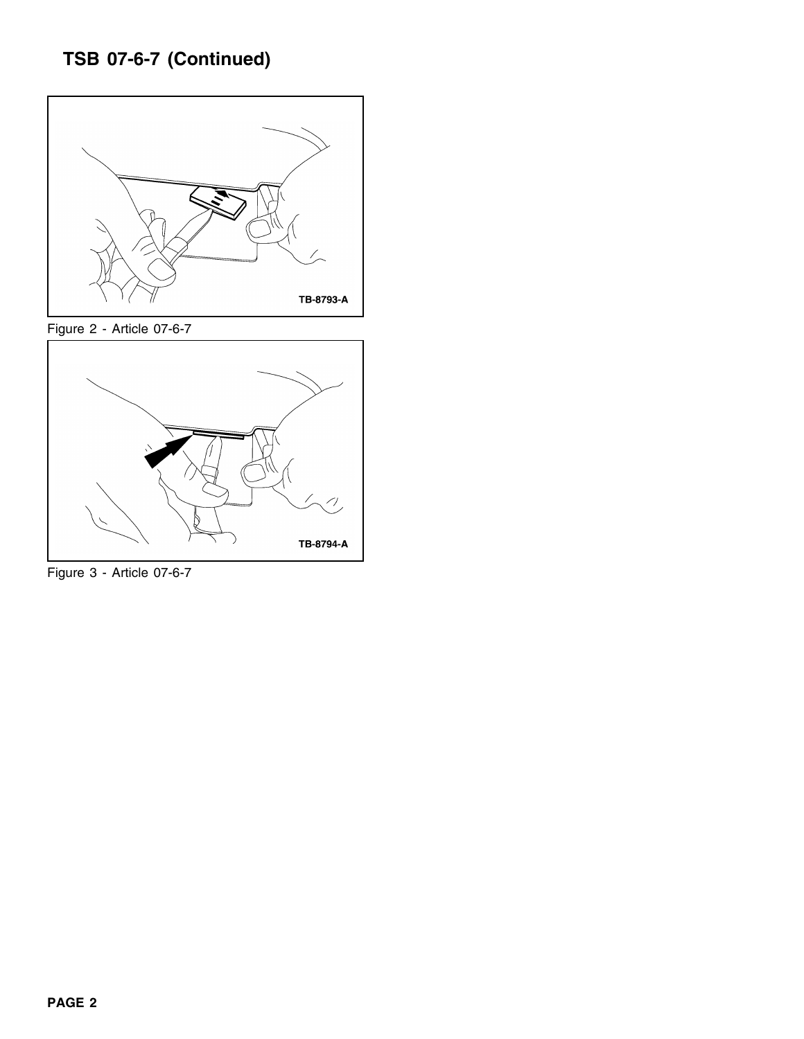# TSB 07-6-7 (Continued)

TB-8793-A

Figure 2 - Article 07-6-7

TB-8794-A

Figure 3 - Article 07-6-7